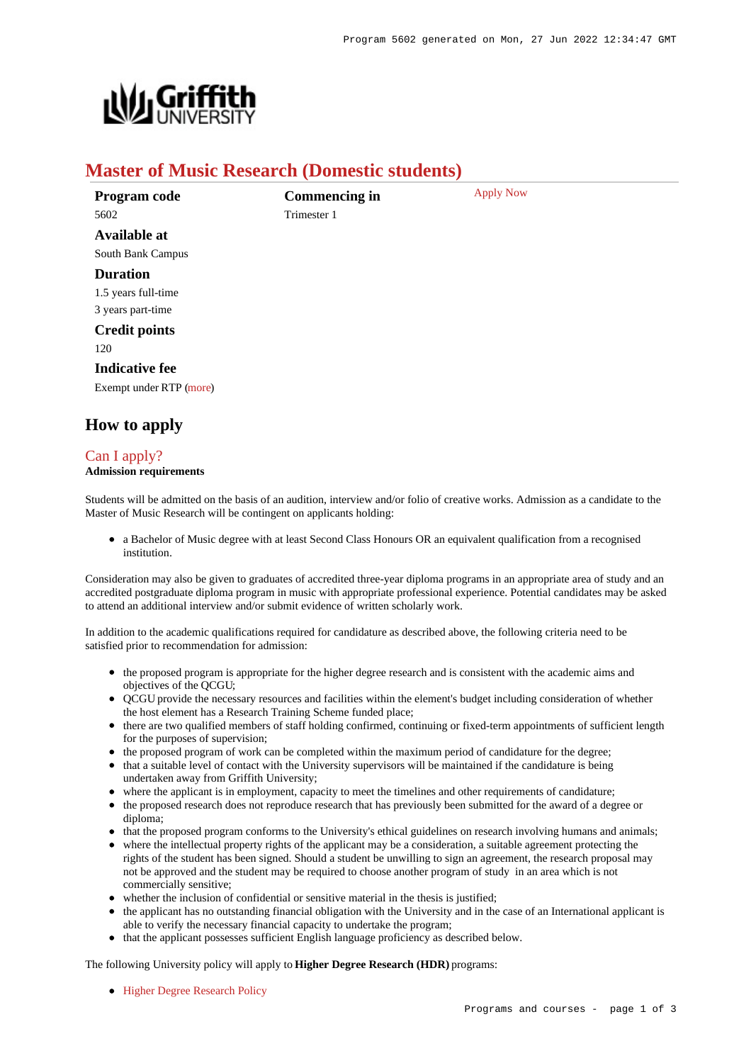# Master of Music Research (Domestic students)

**Program code**
5602

**Commencing in**
Trimester 1

Apply Now

**Available at**
South Bank Campus

**Duration**
1.5 years full-time
3 years part-time

**Credit points**
120

**Indicative fee**
Exempt under RTP (more)

## How to apply

### Can I apply?

**Admission requirements**

Students will be admitted on the basis of an audition, interview and/or folio of creative works. Admission as a candidate to the Master of Music Research will be contingent on applicants holding:

- a Bachelor of Music degree with at least Second Class Honours OR an equivalent qualification from a recognised institution.

Consideration may also be given to graduates of accredited three-year diploma programs in an appropriate area of study and an accredited postgraduate diploma program in music with appropriate professional experience. Potential candidates may be asked to attend an additional interview and/or submit evidence of written scholarly work.

In addition to the academic qualifications required for candidature as described above, the following criteria need to be satisfied prior to recommendation for admission:

- the proposed program is appropriate for the higher degree research and is consistent with the academic aims and objectives of the QCGU;
- QCGU provide the necessary resources and facilities within the element's budget including consideration of whether the host element has a Research Training Scheme funded place;
- there are two qualified members of staff holding confirmed, continuing or fixed-term appointments of sufficient length for the purposes of supervision;
- the proposed program of work can be completed within the maximum period of candidature for the degree;
- that a suitable level of contact with the University supervisors will be maintained if the candidature is being undertaken away from Griffith University;
- where the applicant is in employment, capacity to meet the timelines and other requirements of candidature;
- the proposed research does not reproduce research that has previously been submitted for the award of a degree or diploma;
- that the proposed program conforms to the University's ethical guidelines on research involving humans and animals;
- where the intellectual property rights of the applicant may be a consideration, a suitable agreement protecting the rights of the student has been signed. Should a student be unwilling to sign an agreement, the research proposal may not be approved and the student may be required to choose another program of study in an area which is not commercially sensitive;
- whether the inclusion of confidential or sensitive material in the thesis is justified;
- the applicant has no outstanding financial obligation with the University and in the case of an International applicant is able to verify the necessary financial capacity to undertake the program;
- that the applicant possesses sufficient English language proficiency as described below.

The following University policy will apply to **Higher Degree Research (HDR)** programs:

- Higher Degree Research Policy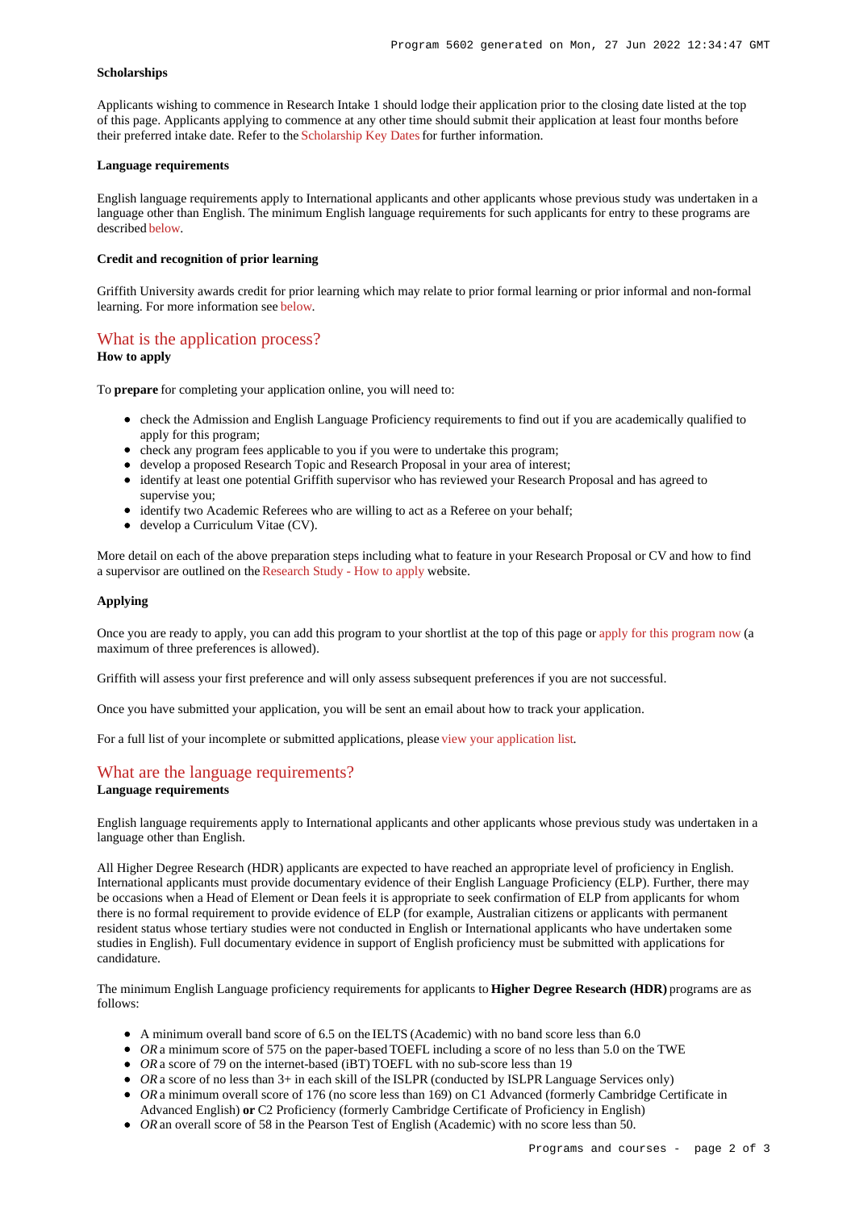#### Scholarships

Applicants wishing to commence in Research Intake 1 should lodge their application prior to the closing date listed at the top of this page. Applicants applying to commence at any other time should submit their application at least four months before their preferred intake date. Refer to the Scholarship Key Dates for further information.

#### Language requirements

English language requirements apply to International applicants and other applicants whose previous study was undertaken in a language other than English. The minimum English language requirements for such applicants for entry to these programs are described below.

#### Credit and recognition of prior learning

Griffith University awards credit for prior learning which may relate to prior formal learning or prior informal and non-formal learning. For more information see below.

## What is the application process?

**How to apply**

To **prepare** for completing your application online, you will need to:

- check the Admission and English Language Proficiency requirements to find out if you are academically qualified to apply for this program;
- check any program fees applicable to you if you were to undertake this program;
- develop a proposed Research Topic and Research Proposal in your area of interest;
- identify at least one potential Griffith supervisor who has reviewed your Research Proposal and has agreed to supervise you;
- identify two Academic Referees who are willing to act as a Referee on your behalf;
- develop a Curriculum Vitae (CV).

More detail on each of the above preparation steps including what to feature in your Research Proposal or CV and how to find a supervisor are outlined on the Research Study - How to apply website.

#### Applying

Once you are ready to apply, you can add this program to your shortlist at the top of this page or apply for this program now (a maximum of three preferences is allowed).

Griffith will assess your first preference and will only assess subsequent preferences if you are not successful.

Once you have submitted your application, you will be sent an email about how to track your application.

For a full list of your incomplete or submitted applications, please view your application list.

## What are the language requirements?

**Language requirements**

English language requirements apply to International applicants and other applicants whose previous study was undertaken in a language other than English.

All Higher Degree Research (HDR) applicants are expected to have reached an appropriate level of proficiency in English. International applicants must provide documentary evidence of their English Language Proficiency (ELP). Further, there may be occasions when a Head of Element or Dean feels it is appropriate to seek confirmation of ELP from applicants for whom there is no formal requirement to provide evidence of ELP (for example, Australian citizens or applicants with permanent resident status whose tertiary studies were not conducted in English or International applicants who have undertaken some studies in English). Full documentary evidence in support of English proficiency must be submitted with applications for candidature.

The minimum English Language proficiency requirements for applicants to **Higher Degree Research (HDR)** programs are as follows:

- A minimum overall band score of 6.5 on the IELTS (Academic) with no band score less than 6.0
- *OR* a minimum score of 575 on the paper-based TOEFL including a score of no less than 5.0 on the TWE
- *OR* a score of 79 on the internet-based (iBT) TOEFL with no sub-score less than 19
- *OR* a score of no less than 3+ in each skill of the ISLPR (conducted by ISLPR Language Services only)
- *OR* a minimum overall score of 176 (no score less than 169) on C1 Advanced (formerly Cambridge Certificate in Advanced English) **or** C2 Proficiency (formerly Cambridge Certificate of Proficiency in English)
- *OR* an overall score of 58 in the Pearson Test of English (Academic) with no score less than 50.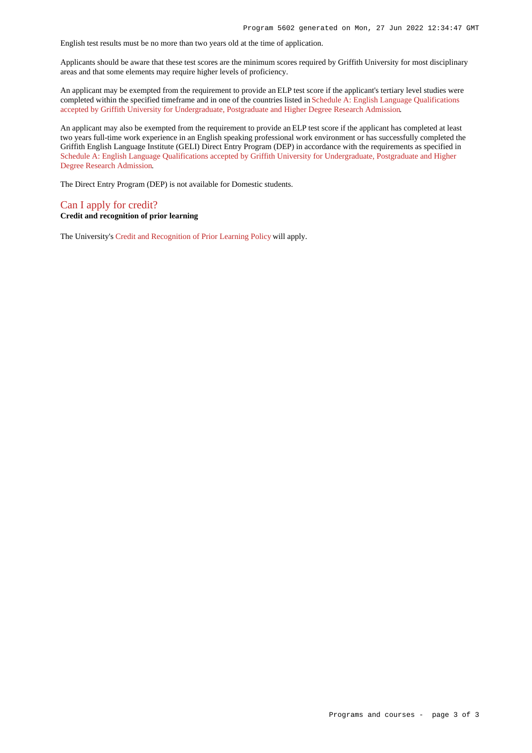English test results must be no more than two years old at the time of application.

Applicants should be aware that these test scores are the minimum scores required by Griffith University for most disciplinary areas and that some elements may require higher levels of proficiency.

An applicant may be exempted from the requirement to provide an ELP test score if the applicant's tertiary level studies were completed within the specified timeframe and in one of the countries listed in Schedule A: English Language Qualifications accepted by Griffith University for Undergraduate, Postgraduate and Higher Degree Research Admission.

An applicant may also be exempted from the requirement to provide an ELP test score if the applicant has completed at least two years full-time work experience in an English speaking professional work environment or has successfully completed the Griffith English Language Institute (GELI) Direct Entry Program (DEP) in accordance with the requirements as specified in Schedule A: English Language Qualifications accepted by Griffith University for Undergraduate, Postgraduate and Higher Degree Research Admission.

The Direct Entry Program (DEP) is not available for Domestic students.

## Can I apply for credit?

**Credit and recognition of prior learning**

The University's Credit and Recognition of Prior Learning Policy will apply.